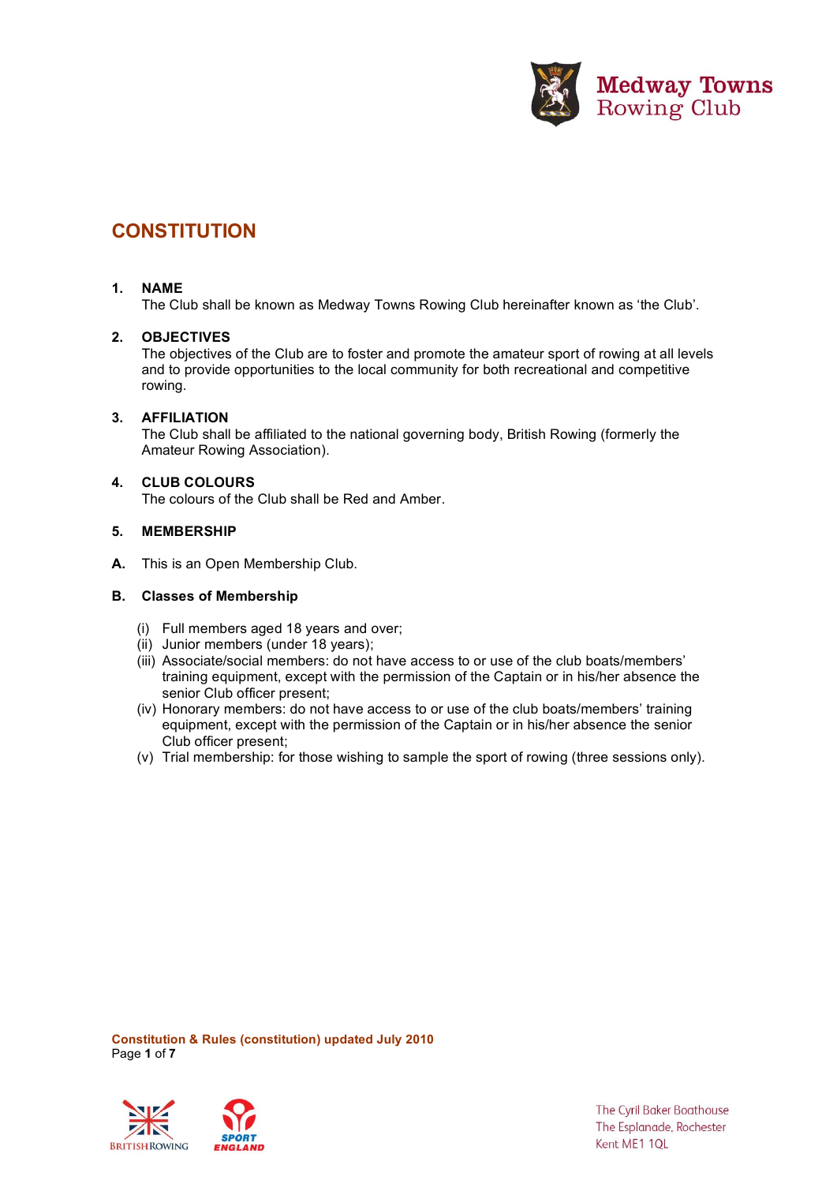Medway Towns Rowing Club

# CONSTITUTION

## 1. NAME

The Club shall be known as Medway Towns Rowing Club hereinafter known as 'the Club'.

## 2. OBJECTIVES

The objectives of the Club are to foster and promote the amateur sport of rowing at all levels and to provide opportunities to the local community for both recreational and competitive rowing.

## 3. AFFILIATION

The Club shall be affiliated to the national governing body, British Rowing (formerly the Amateur Rowing Association).

## 4. CLUB COLOURS

The colours of the Club shall be Red and Amber.

## 5. MEMBERSHIP

**A.** This is an Open Membership Club.

**B. Classes of Membership**

(i) Full members aged 18 years and over;
(ii) Junior members (under 18 years);
(iii) Associate/social members: do not have access to or use of the club boats/members' training equipment, except with the permission of the Captain or in his/her absence the senior Club officer present;
(iv) Honorary members: do not have access to or use of the club boats/members' training equipment, except with the permission of the Captain or in his/her absence the senior Club officer present;
(v) Trial membership: for those wishing to sample the sport of rowing (three sessions only).

**Constitution & Rules (constitution) updated July 2010**

The Cyril Baker Boathouse
The Esplanade, Rochester
Kent ME1 1QL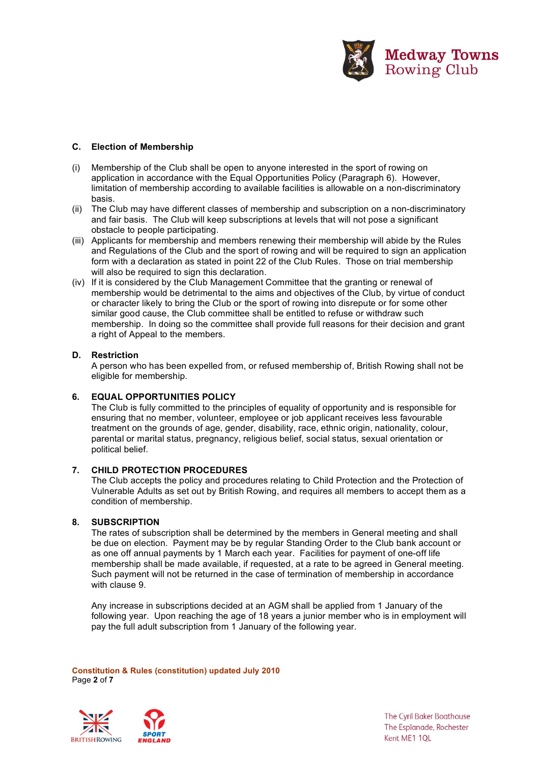### C. Election of Membership

(i) Membership of the Club shall be open to anyone interested in the sport of rowing on application in accordance with the Equal Opportunities Policy (Paragraph 6). However, limitation of membership according to available facilities is allowable on a non-discriminatory basis.

(ii) The Club may have different classes of membership and subscription on a non-discriminatory and fair basis. The Club will keep subscriptions at levels that will not pose a significant obstacle to people participating.

(iii) Applicants for membership and members renewing their membership will abide by the Rules and Regulations of the Club and the sport of rowing and will be required to sign an application form with a declaration as stated in point 22 of the Club Rules. Those on trial membership will also be required to sign this declaration.

(iv) If it is considered by the Club Management Committee that the granting or renewal of membership would be detrimental to the aims and objectives of the Club, by virtue of conduct or character likely to bring the Club or the sport of rowing into disrepute or for some other similar good cause, the Club committee shall be entitled to refuse or withdraw such membership. In doing so the committee shall provide full reasons for their decision and grant a right of Appeal to the members.

### D. Restriction

A person who has been expelled from, or refused membership of, British Rowing shall not be eligible for membership.

## 6. EQUAL OPPORTUNITIES POLICY

The Club is fully committed to the principles of equality of opportunity and is responsible for ensuring that no member, volunteer, employee or job applicant receives less favourable treatment on the grounds of age, gender, disability, race, ethnic origin, nationality, colour, parental or marital status, pregnancy, religious belief, social status, sexual orientation or political belief.

## 7. CHILD PROTECTION PROCEDURES

The Club accepts the policy and procedures relating to Child Protection and the Protection of Vulnerable Adults as set out by British Rowing, and requires all members to accept them as a condition of membership.

## 8. SUBSCRIPTION

The rates of subscription shall be determined by the members in General meeting and shall be due on election. Payment may be by regular Standing Order to the Club bank account or as one off annual payments by 1 March each year. Facilities for payment of one-off life membership shall be made available, if requested, at a rate to be agreed in General meeting. Such payment will not be returned in the case of termination of membership in accordance with clause 9.

Any increase in subscriptions decided at an AGM shall be applied from 1 January of the following year. Upon reaching the age of 18 years a junior member who is in employment will pay the full adult subscription from 1 January of the following year.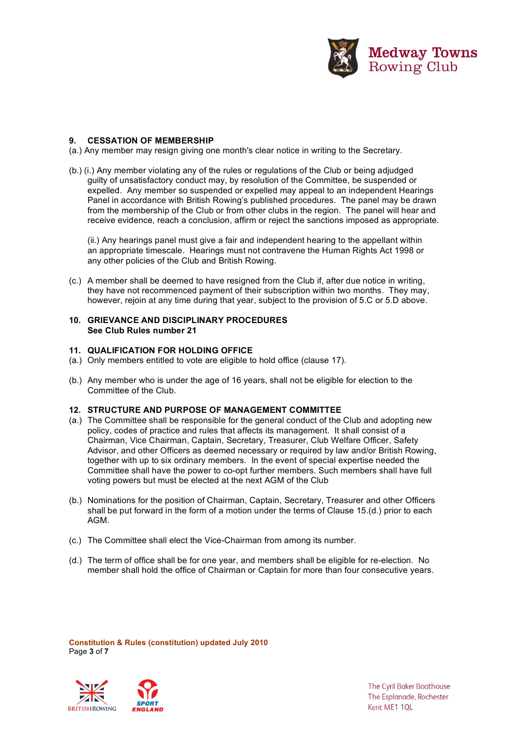## 9. CESSATION OF MEMBERSHIP

(a.) Any member may resign giving one month's clear notice in writing to the Secretary.

(b.) (i.) Any member violating any of the rules or regulations of the Club or being adjudged guilty of unsatisfactory conduct may, by resolution of the Committee, be suspended or expelled. Any member so suspended or expelled may appeal to an independent Hearings Panel in accordance with British Rowing's published procedures. The panel may be drawn from the membership of the Club or from other clubs in the region. The panel will hear and receive evidence, reach a conclusion, affirm or reject the sanctions imposed as appropriate.

(ii.) Any hearings panel must give a fair and independent hearing to the appellant within an appropriate timescale. Hearings must not contravene the Human Rights Act 1998 or any other policies of the Club and British Rowing.

(c.) A member shall be deemed to have resigned from the Club if, after due notice in writing, they have not recommenced payment of their subscription within two months. They may, however, rejoin at any time during that year, subject to the provision of 5.C or 5.D above.

## 10. GRIEVANCE AND DISCIPLINARY PROCEDURES

**See Club Rules number 21**

## 11. QUALIFICATION FOR HOLDING OFFICE

(a.) Only members entitled to vote are eligible to hold office (clause 17).

(b.) Any member who is under the age of 16 years, shall not be eligible for election to the Committee of the Club.

## 12. STRUCTURE AND PURPOSE OF MANAGEMENT COMMITTEE

(a.) The Committee shall be responsible for the general conduct of the Club and adopting new policy, codes of practice and rules that affects its management. It shall consist of a Chairman, Vice Chairman, Captain, Secretary, Treasurer, Club Welfare Officer, Safety Advisor, and other Officers as deemed necessary or required by law and/or British Rowing, together with up to six ordinary members. In the event of special expertise needed the Committee shall have the power to co-opt further members. Such members shall have full voting powers but must be elected at the next AGM of the Club

(b.) Nominations for the position of Chairman, Captain, Secretary, Treasurer and other Officers shall be put forward in the form of a motion under the terms of Clause 15.(d.) prior to each AGM.

(c.) The Committee shall elect the Vice-Chairman from among its number.

(d.) The term of office shall be for one year, and members shall be eligible for re-election. No member shall hold the office of Chairman or Captain for more than four consecutive years.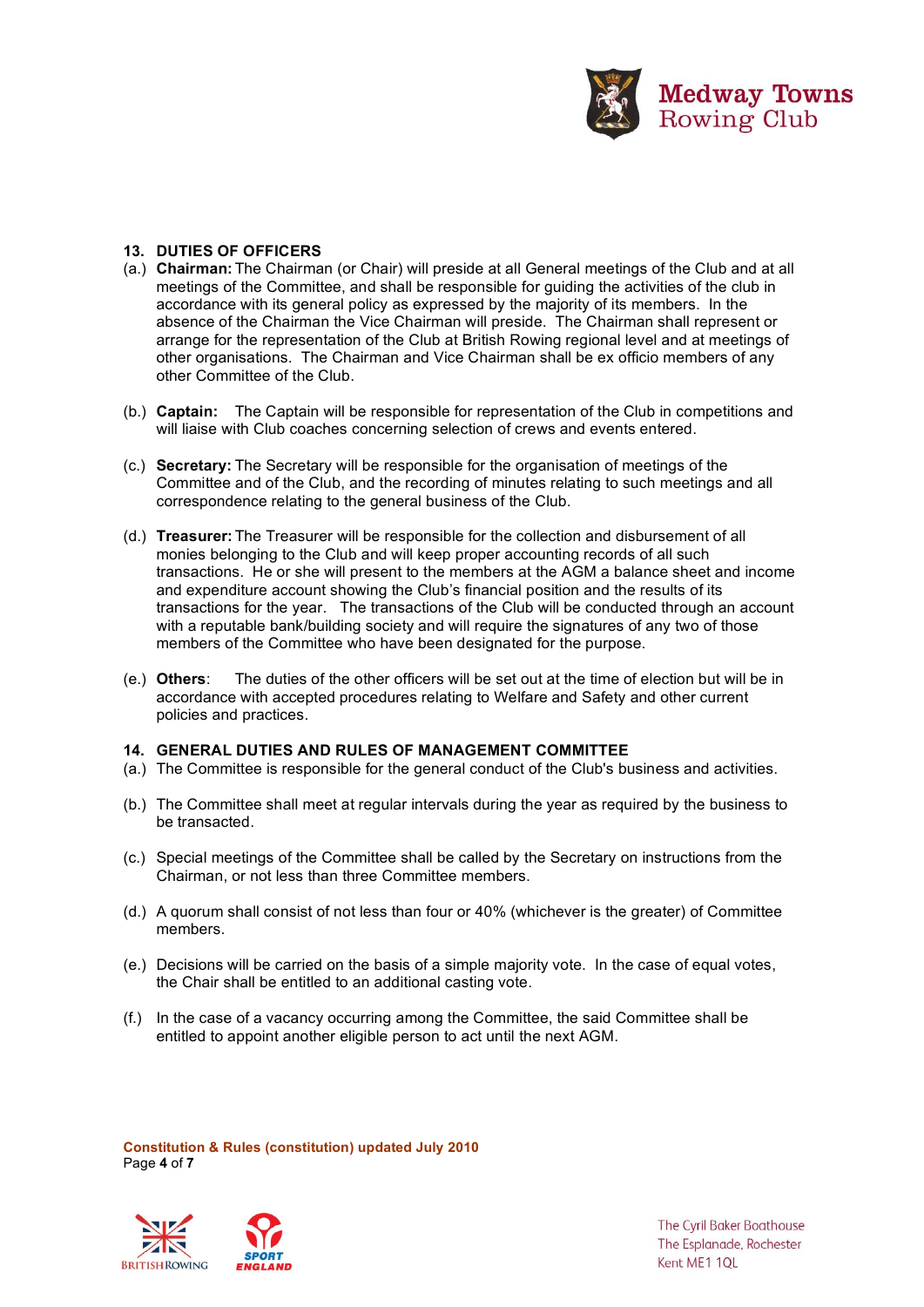## 13. DUTIES OF OFFICERS

(a.) **Chairman:** The Chairman (or Chair) will preside at all General meetings of the Club and at all meetings of the Committee, and shall be responsible for guiding the activities of the club in accordance with its general policy as expressed by the majority of its members. In the absence of the Chairman the Vice Chairman will preside. The Chairman shall represent or arrange for the representation of the Club at British Rowing regional level and at meetings of other organisations. The Chairman and Vice Chairman shall be ex officio members of any other Committee of the Club.

(b.) **Captain:** The Captain will be responsible for representation of the Club in competitions and will liaise with Club coaches concerning selection of crews and events entered.

(c.) **Secretary:** The Secretary will be responsible for the organisation of meetings of the Committee and of the Club, and the recording of minutes relating to such meetings and all correspondence relating to the general business of the Club.

(d.) **Treasurer:** The Treasurer will be responsible for the collection and disbursement of all monies belonging to the Club and will keep proper accounting records of all such transactions. He or she will present to the members at the AGM a balance sheet and income and expenditure account showing the Club's financial position and the results of its transactions for the year. The transactions of the Club will be conducted through an account with a reputable bank/building society and will require the signatures of any two of those members of the Committee who have been designated for the purpose.

(e.) **Others**: The duties of the other officers will be set out at the time of election but will be in accordance with accepted procedures relating to Welfare and Safety and other current policies and practices.

## 14. GENERAL DUTIES AND RULES OF MANAGEMENT COMMITTEE

(a.) The Committee is responsible for the general conduct of the Club's business and activities.

(b.) The Committee shall meet at regular intervals during the year as required by the business to be transacted.

(c.) Special meetings of the Committee shall be called by the Secretary on instructions from the Chairman, or not less than three Committee members.

(d.) A quorum shall consist of not less than four or 40% (whichever is the greater) of Committee members.

(e.) Decisions will be carried on the basis of a simple majority vote. In the case of equal votes, the Chair shall be entitled to an additional casting vote.

(f.) In the case of a vacancy occurring among the Committee, the said Committee shall be entitled to appoint another eligible person to act until the next AGM.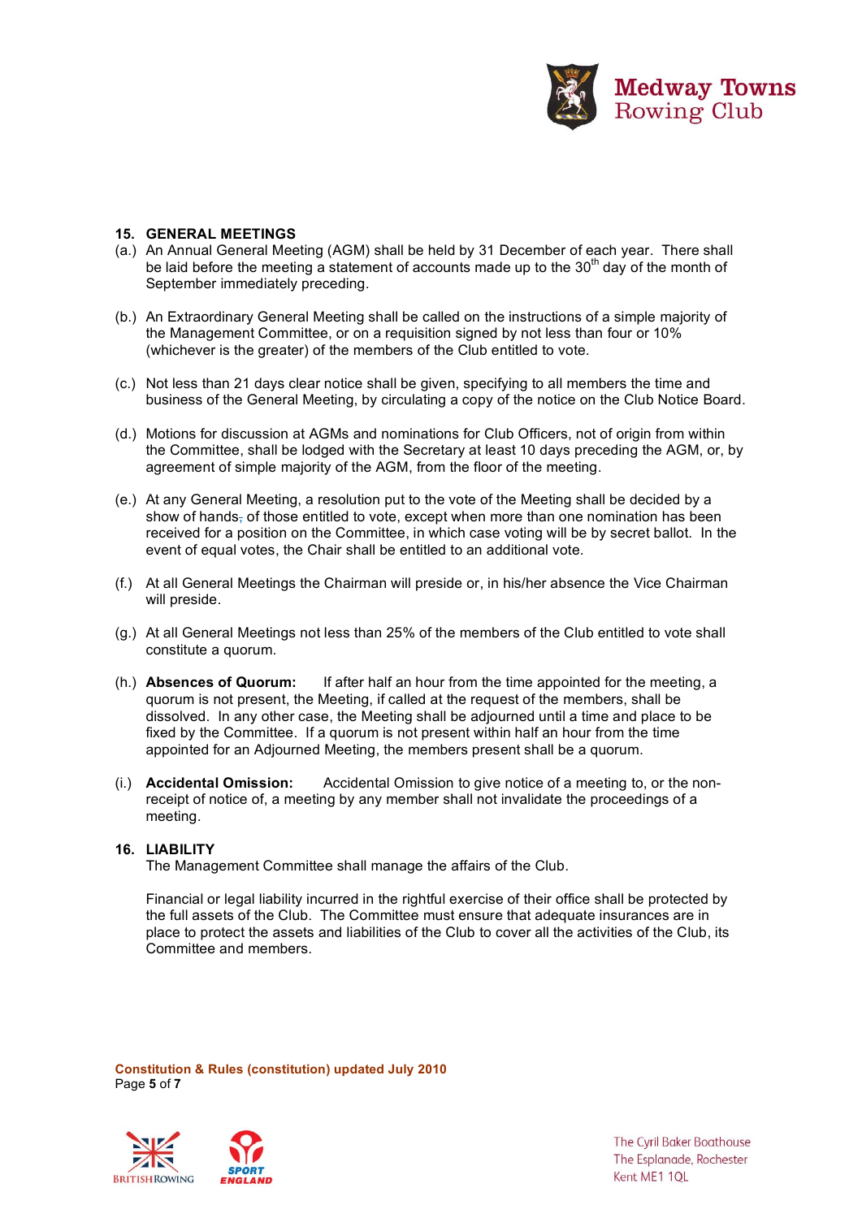## 15. GENERAL MEETINGS

(a.) An Annual General Meeting (AGM) shall be held by 31 December of each year. There shall be laid before the meeting a statement of accounts made up to the 30th day of the month of September immediately preceding.

(b.) An Extraordinary General Meeting shall be called on the instructions of a simple majority of the Management Committee, or on a requisition signed by not less than four or 10% (whichever is the greater) of the members of the Club entitled to vote.

(c.) Not less than 21 days clear notice shall be given, specifying to all members the time and business of the General Meeting, by circulating a copy of the notice on the Club Notice Board.

(d.) Motions for discussion at AGMs and nominations for Club Officers, not of origin from within the Committee, shall be lodged with the Secretary at least 10 days preceding the AGM, or, by agreement of simple majority of the AGM, from the floor of the meeting.

(e.) At any General Meeting, a resolution put to the vote of the Meeting shall be decided by a show of hands, of those entitled to vote, except when more than one nomination has been received for a position on the Committee, in which case voting will be by secret ballot. In the event of equal votes, the Chair shall be entitled to an additional vote.

(f.) At all General Meetings the Chairman will preside or, in his/her absence the Vice Chairman will preside.

(g.) At all General Meetings not less than 25% of the members of the Club entitled to vote shall constitute a quorum.

(h.) **Absences of Quorum:** If after half an hour from the time appointed for the meeting, a quorum is not present, the Meeting, if called at the request of the members, shall be dissolved. In any other case, the Meeting shall be adjourned until a time and place to be fixed by the Committee. If a quorum is not present within half an hour from the time appointed for an Adjourned Meeting, the members present shall be a quorum.

(i.) **Accidental Omission:** Accidental Omission to give notice of a meeting to, or the non-receipt of notice of, a meeting by any member shall not invalidate the proceedings of a meeting.

## 16. LIABILITY

The Management Committee shall manage the affairs of the Club.

Financial or legal liability incurred in the rightful exercise of their office shall be protected by the full assets of the Club. The Committee must ensure that adequate insurances are in place to protect the assets and liabilities of the Club to cover all the activities of the Club, its Committee and members.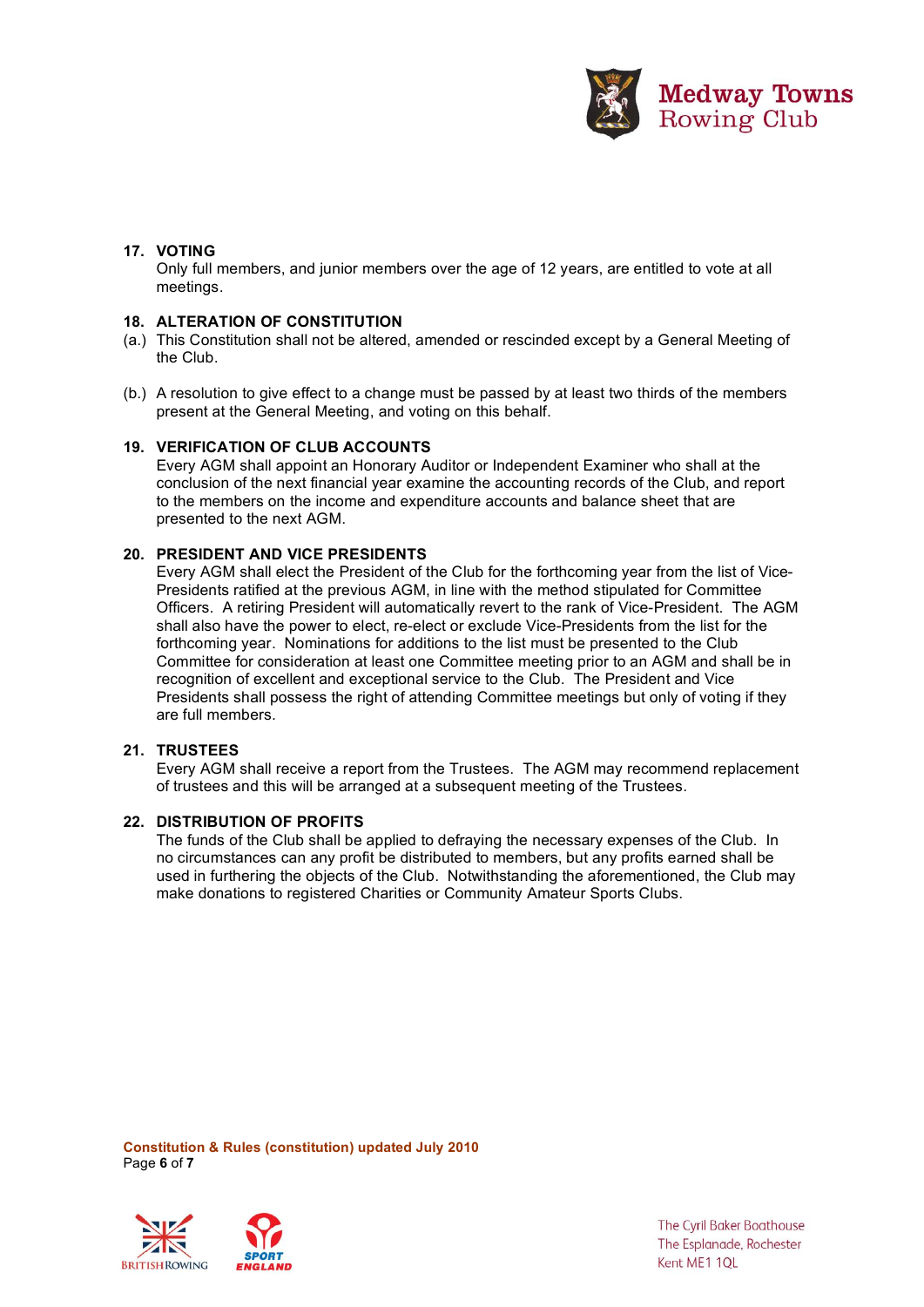## 17. VOTING

Only full members, and junior members over the age of 12 years, are entitled to vote at all meetings.

## 18. ALTERATION OF CONSTITUTION

(a.) This Constitution shall not be altered, amended or rescinded except by a General Meeting of the Club.

(b.) A resolution to give effect to a change must be passed by at least two thirds of the members present at the General Meeting, and voting on this behalf.

## 19. VERIFICATION OF CLUB ACCOUNTS

Every AGM shall appoint an Honorary Auditor or Independent Examiner who shall at the conclusion of the next financial year examine the accounting records of the Club, and report to the members on the income and expenditure accounts and balance sheet that are presented to the next AGM.

## 20. PRESIDENT AND VICE PRESIDENTS

Every AGM shall elect the President of the Club for the forthcoming year from the list of Vice-Presidents ratified at the previous AGM, in line with the method stipulated for Committee Officers. A retiring President will automatically revert to the rank of Vice-President. The AGM shall also have the power to elect, re-elect or exclude Vice-Presidents from the list for the forthcoming year. Nominations for additions to the list must be presented to the Club Committee for consideration at least one Committee meeting prior to an AGM and shall be in recognition of excellent and exceptional service to the Club. The President and Vice Presidents shall possess the right of attending Committee meetings but only of voting if they are full members.

## 21. TRUSTEES

Every AGM shall receive a report from the Trustees. The AGM may recommend replacement of trustees and this will be arranged at a subsequent meeting of the Trustees.

## 22. DISTRIBUTION OF PROFITS

The funds of the Club shall be applied to defraying the necessary expenses of the Club. In no circumstances can any profit be distributed to members, but any profits earned shall be used in furthering the objects of the Club. Notwithstanding the aforementioned, the Club may make donations to registered Charities or Community Amateur Sports Clubs.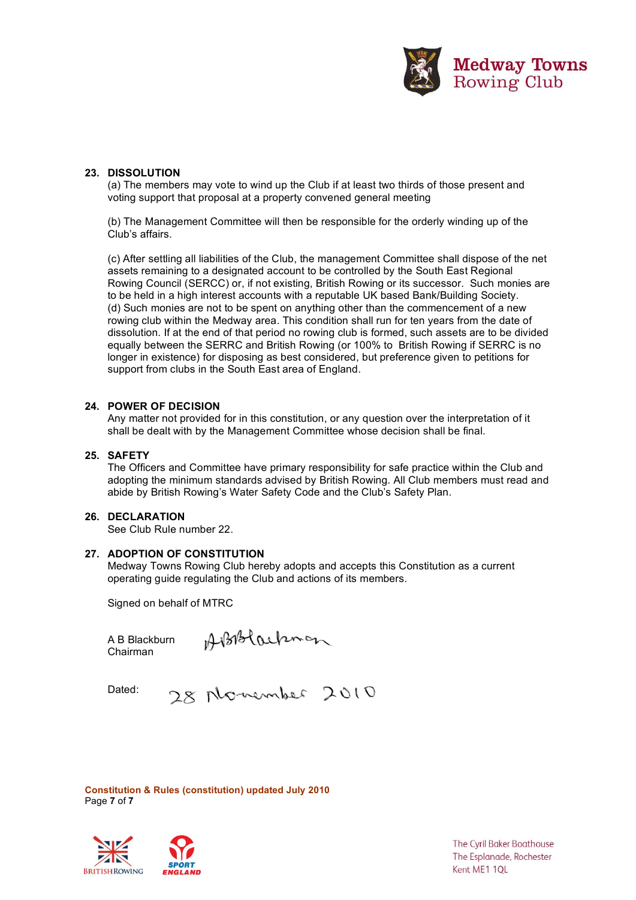## 23. DISSOLUTION

(a) The members may vote to wind up the Club if at least two thirds of those present and voting support that proposal at a property convened general meeting

(b) The Management Committee will then be responsible for the orderly winding up of the Club's affairs.

(c) After settling all liabilities of the Club, the management Committee shall dispose of the net assets remaining to a designated account to be controlled by the South East Regional Rowing Council (SERCC) or, if not existing, British Rowing or its successor. Such monies are to be held in a high interest accounts with a reputable UK based Bank/Building Society.
(d) Such monies are not to be spent on anything other than the commencement of a new rowing club within the Medway area. This condition shall run for ten years from the date of dissolution. If at the end of that period no rowing club is formed, such assets are to be divided equally between the SERRC and British Rowing (or 100% to British Rowing if SERRC is no longer in existence) for disposing as best considered, but preference given to petitions for support from clubs in the South East area of England.

## 24. POWER OF DECISION

Any matter not provided for in this constitution, or any question over the interpretation of it shall be dealt with by the Management Committee whose decision shall be final.

## 25. SAFETY

The Officers and Committee have primary responsibility for safe practice within the Club and adopting the minimum standards advised by British Rowing. All Club members must read and abide by British Rowing's Water Safety Code and the Club's Safety Plan.

## 26. DECLARATION

See Club Rule number 22.

## 27. ADOPTION OF CONSTITUTION

Medway Towns Rowing Club hereby adopts and accepts this Constitution as a current operating guide regulating the Club and actions of its members.

Signed on behalf of MTRC

A B Blackburn
Chairman

ABBlackburn

Dated: 28 November 2010

Constitution & Rules (constitution) updated July 2010

The Cyril Baker Boathouse
The Esplanade, Rochester
Kent ME1 1QL